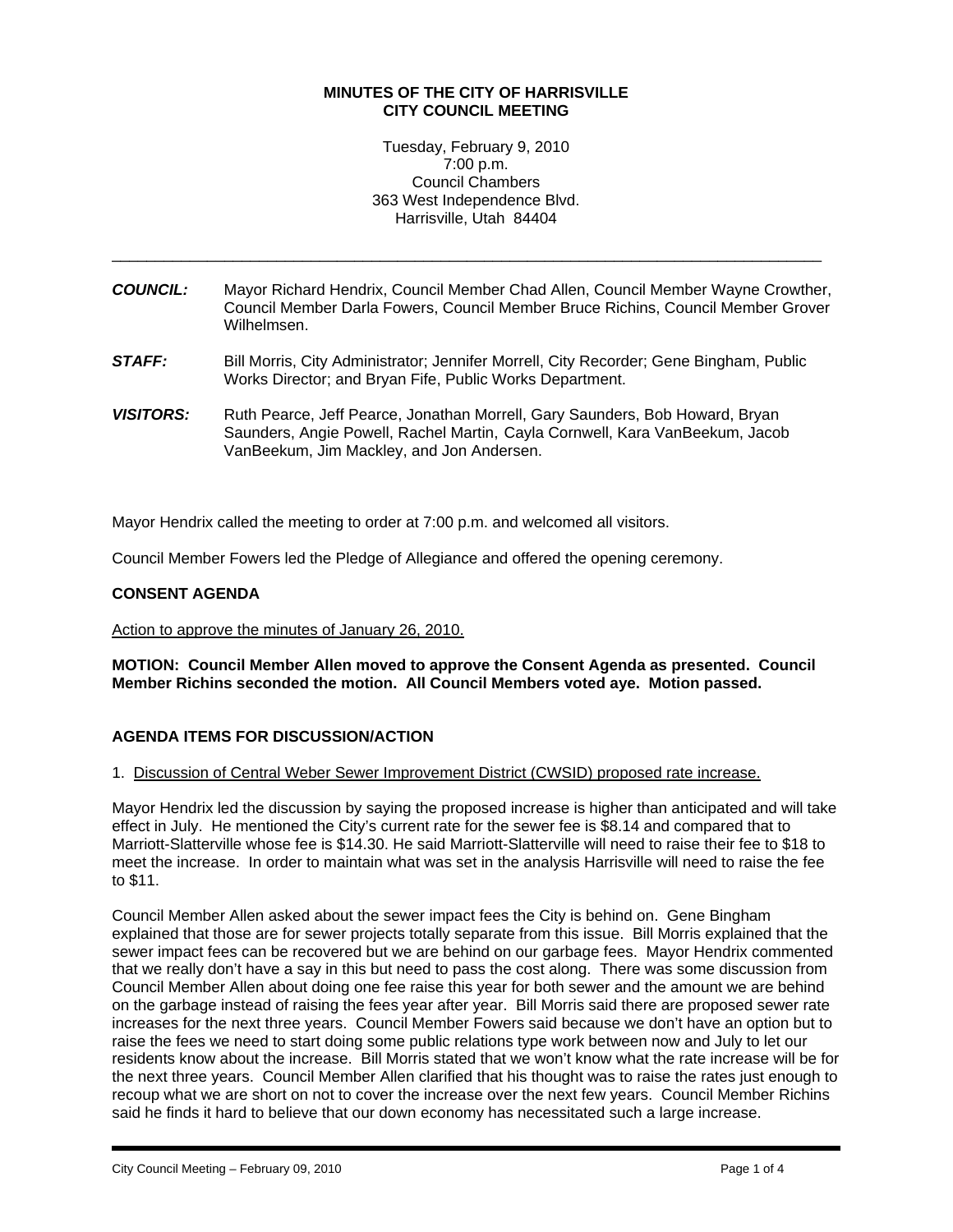**MINUTES OF THE CITY OF HARRISVILLE**
**CITY COUNCIL MEETING**

Tuesday, February 9, 2010
7:00 p.m.
Council Chambers
363 West Independence Blvd.
Harrisville, Utah 84404

---

***COUNCIL:*** Mayor Richard Hendrix, Council Member Chad Allen, Council Member Wayne Crowther, Council Member Darla Fowers, Council Member Bruce Richins, Council Member Grover Wilhelmsen.

***STAFF:*** Bill Morris, City Administrator; Jennifer Morrell, City Recorder; Gene Bingham, Public Works Director; and Bryan Fife, Public Works Department.

***VISITORS:*** Ruth Pearce, Jeff Pearce, Jonathan Morrell, Gary Saunders, Bob Howard, Bryan Saunders, Angie Powell, Rachel Martin, Cayla Cornwell, Kara VanBeekum, Jacob VanBeekum, Jim Mackley, and Jon Andersen.

Mayor Hendrix called the meeting to order at 7:00 p.m. and welcomed all visitors.

Council Member Fowers led the Pledge of Allegiance and offered the opening ceremony.

**CONSENT AGENDA**

Action to approve the minutes of January 26, 2010.

**MOTION: Council Member Allen moved to approve the Consent Agenda as presented. Council Member Richins seconded the motion. All Council Members voted aye. Motion passed.**

**AGENDA ITEMS FOR DISCUSSION/ACTION**

1. Discussion of Central Weber Sewer Improvement District (CWSID) proposed rate increase.

Mayor Hendrix led the discussion by saying the proposed increase is higher than anticipated and will take effect in July. He mentioned the City's current rate for the sewer fee is $8.14 and compared that to Marriott-Slatterville whose fee is $14.30. He said Marriott-Slatterville will need to raise their fee to $18 to meet the increase. In order to maintain what was set in the analysis Harrisville will need to raise the fee to $11.

Council Member Allen asked about the sewer impact fees the City is behind on. Gene Bingham explained that those are for sewer projects totally separate from this issue. Bill Morris explained that the sewer impact fees can be recovered but we are behind on our garbage fees. Mayor Hendrix commented that we really don't have a say in this but need to pass the cost along. There was some discussion from Council Member Allen about doing one fee raise this year for both sewer and the amount we are behind on the garbage instead of raising the fees year after year. Bill Morris said there are proposed sewer rate increases for the next three years. Council Member Fowers said because we don't have an option but to raise the fees we need to start doing some public relations type work between now and July to let our residents know about the increase. Bill Morris stated that we won't know what the rate increase will be for the next three years. Council Member Allen clarified that his thought was to raise the rates just enough to recoup what we are short on not to cover the increase over the next few years. Council Member Richins said he finds it hard to believe that our down economy has necessitated such a large increase.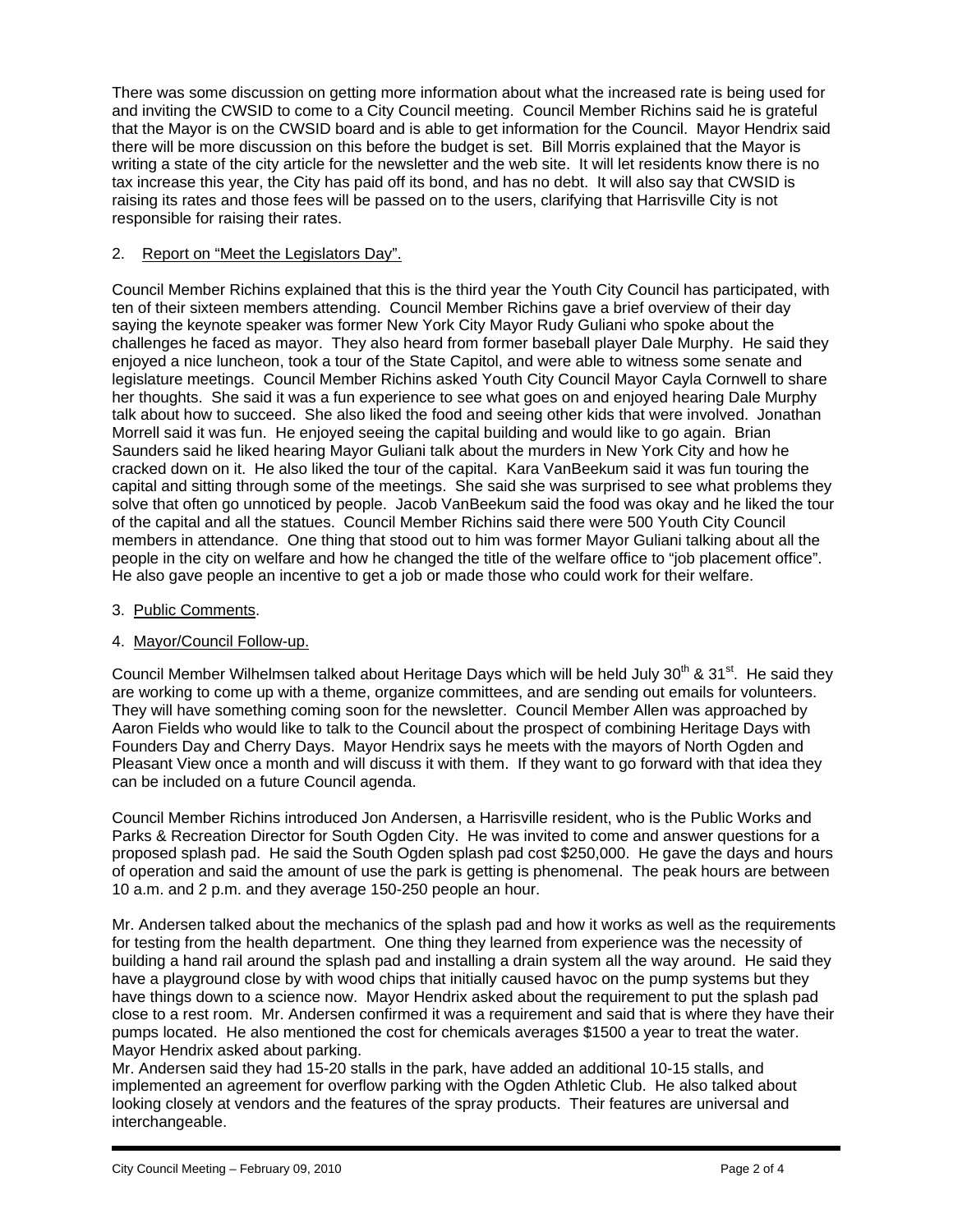There was some discussion on getting more information about what the increased rate is being used for and inviting the CWSID to come to a City Council meeting. Council Member Richins said he is grateful that the Mayor is on the CWSID board and is able to get information for the Council. Mayor Hendrix said there will be more discussion on this before the budget is set. Bill Morris explained that the Mayor is writing a state of the city article for the newsletter and the web site. It will let residents know there is no tax increase this year, the City has paid off its bond, and has no debt. It will also say that CWSID is raising its rates and those fees will be passed on to the users, clarifying that Harrisville City is not responsible for raising their rates.

2. Report on "Meet the Legislators Day".

Council Member Richins explained that this is the third year the Youth City Council has participated, with ten of their sixteen members attending. Council Member Richins gave a brief overview of their day saying the keynote speaker was former New York City Mayor Rudy Guliani who spoke about the challenges he faced as mayor. They also heard from former baseball player Dale Murphy. He said they enjoyed a nice luncheon, took a tour of the State Capitol, and were able to witness some senate and legislature meetings. Council Member Richins asked Youth City Council Mayor Cayla Cornwell to share her thoughts. She said it was a fun experience to see what goes on and enjoyed hearing Dale Murphy talk about how to succeed. She also liked the food and seeing other kids that were involved. Jonathan Morrell said it was fun. He enjoyed seeing the capital building and would like to go again. Brian Saunders said he liked hearing Mayor Guliani talk about the murders in New York City and how he cracked down on it. He also liked the tour of the capital. Kara VanBeekum said it was fun touring the capital and sitting through some of the meetings. She said she was surprised to see what problems they solve that often go unnoticed by people. Jacob VanBeekum said the food was okay and he liked the tour of the capital and all the statues. Council Member Richins said there were 500 Youth City Council members in attendance. One thing that stood out to him was former Mayor Guliani talking about all the people in the city on welfare and how he changed the title of the welfare office to "job placement office". He also gave people an incentive to get a job or made those who could work for their welfare.

3. Public Comments.

4. Mayor/Council Follow-up.

Council Member Wilhelmsen talked about Heritage Days which will be held July 30th & 31st. He said they are working to come up with a theme, organize committees, and are sending out emails for volunteers. They will have something coming soon for the newsletter. Council Member Allen was approached by Aaron Fields who would like to talk to the Council about the prospect of combining Heritage Days with Founders Day and Cherry Days. Mayor Hendrix says he meets with the mayors of North Ogden and Pleasant View once a month and will discuss it with them. If they want to go forward with that idea they can be included on a future Council agenda.

Council Member Richins introduced Jon Andersen, a Harrisville resident, who is the Public Works and Parks & Recreation Director for South Ogden City. He was invited to come and answer questions for a proposed splash pad. He said the South Ogden splash pad cost $250,000. He gave the days and hours of operation and said the amount of use the park is getting is phenomenal. The peak hours are between 10 a.m. and 2 p.m. and they average 150-250 people an hour.

Mr. Andersen talked about the mechanics of the splash pad and how it works as well as the requirements for testing from the health department. One thing they learned from experience was the necessity of building a hand rail around the splash pad and installing a drain system all the way around. He said they have a playground close by with wood chips that initially caused havoc on the pump systems but they have things down to a science now. Mayor Hendrix asked about the requirement to put the splash pad close to a rest room. Mr. Andersen confirmed it was a requirement and said that is where they have their pumps located. He also mentioned the cost for chemicals averages $1500 a year to treat the water. Mayor Hendrix asked about parking.

Mr. Andersen said they had 15-20 stalls in the park, have added an additional 10-15 stalls, and implemented an agreement for overflow parking with the Ogden Athletic Club. He also talked about looking closely at vendors and the features of the spray products. Their features are universal and interchangeable.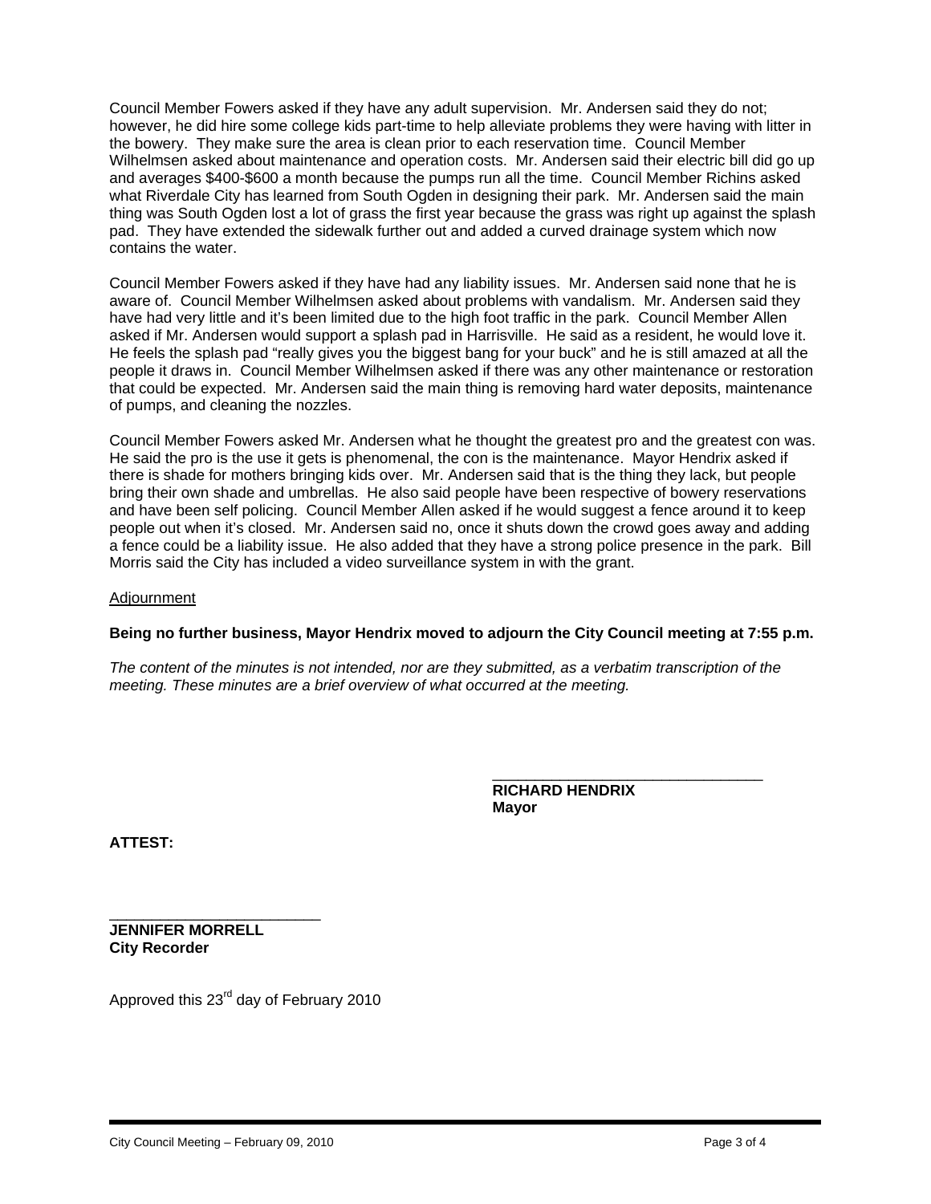Council Member Fowers asked if they have any adult supervision. Mr. Andersen said they do not; however, he did hire some college kids part-time to help alleviate problems they were having with litter in the bowery. They make sure the area is clean prior to each reservation time. Council Member Wilhelmsen asked about maintenance and operation costs. Mr. Andersen said their electric bill did go up and averages $400-$600 a month because the pumps run all the time. Council Member Richins asked what Riverdale City has learned from South Ogden in designing their park. Mr. Andersen said the main thing was South Ogden lost a lot of grass the first year because the grass was right up against the splash pad. They have extended the sidewalk further out and added a curved drainage system which now contains the water.

Council Member Fowers asked if they have had any liability issues. Mr. Andersen said none that he is aware of. Council Member Wilhelmsen asked about problems with vandalism. Mr. Andersen said they have had very little and it's been limited due to the high foot traffic in the park. Council Member Allen asked if Mr. Andersen would support a splash pad in Harrisville. He said as a resident, he would love it. He feels the splash pad "really gives you the biggest bang for your buck" and he is still amazed at all the people it draws in. Council Member Wilhelmsen asked if there was any other maintenance or restoration that could be expected. Mr. Andersen said the main thing is removing hard water deposits, maintenance of pumps, and cleaning the nozzles.

Council Member Fowers asked Mr. Andersen what he thought the greatest pro and the greatest con was. He said the pro is the use it gets is phenomenal, the con is the maintenance. Mayor Hendrix asked if there is shade for mothers bringing kids over. Mr. Andersen said that is the thing they lack, but people bring their own shade and umbrellas. He also said people have been respective of bowery reservations and have been self policing. Council Member Allen asked if he would suggest a fence around it to keep people out when it's closed. Mr. Andersen said no, once it shuts down the crowd goes away and adding a fence could be a liability issue. He also added that they have a strong police presence in the park. Bill Morris said the City has included a video surveillance system in with the grant.

Adjournment

**Being no further business, Mayor Hendrix moved to adjourn the City Council meeting at 7:55 p.m.**

*The content of the minutes is not intended, nor are they submitted, as a verbatim transcription of the meeting. These minutes are a brief overview of what occurred at the meeting.*

_________________________________
**RICHARD HENDRIX**
**Mayor**

**ATTEST:**

_________________________
**JENNIFER MORRELL**
**City Recorder**

Approved this 23rd day of February 2010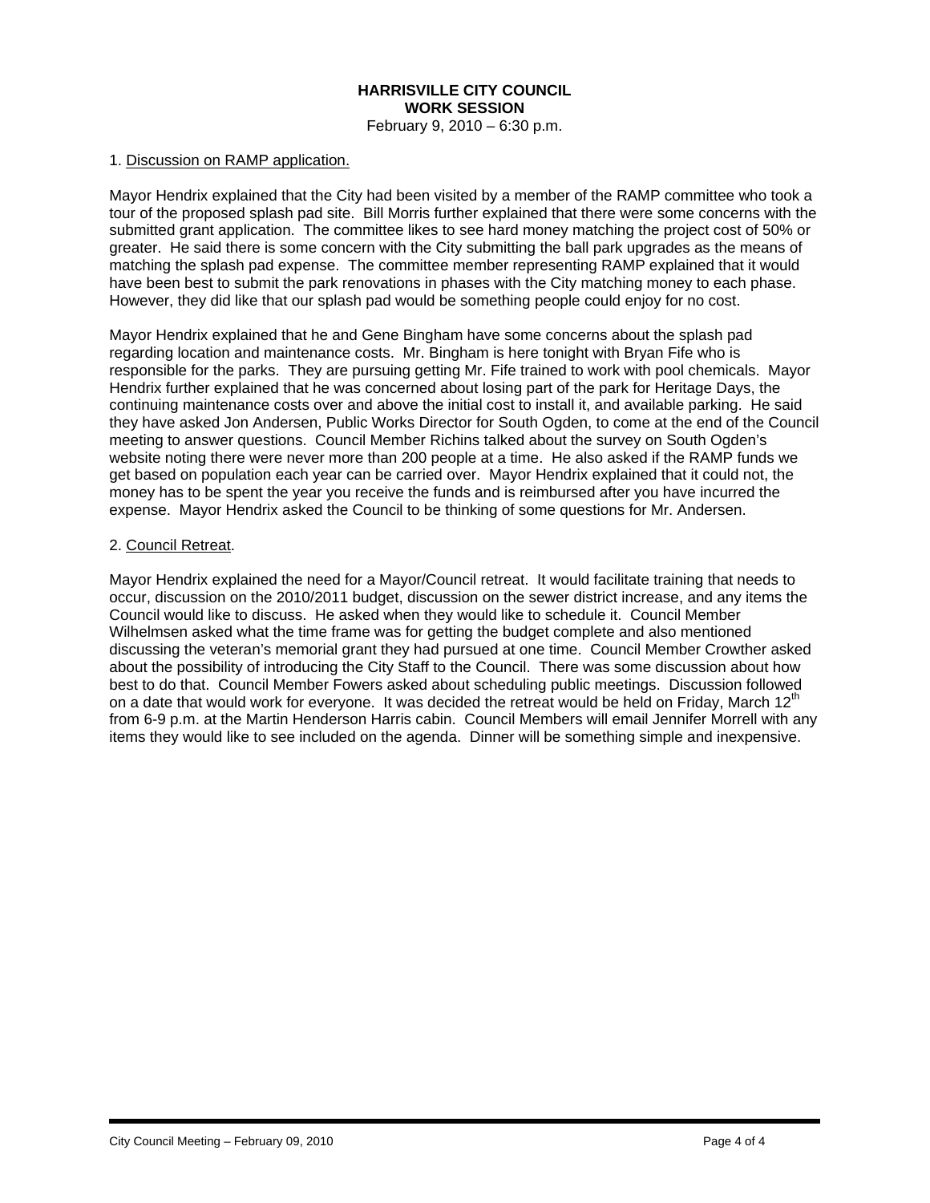**HARRISVILLE CITY COUNCIL**
**WORK SESSION**
February 9, 2010 – 6:30 p.m.

1. Discussion on RAMP application.

Mayor Hendrix explained that the City had been visited by a member of the RAMP committee who took a tour of the proposed splash pad site. Bill Morris further explained that there were some concerns with the submitted grant application. The committee likes to see hard money matching the project cost of 50% or greater. He said there is some concern with the City submitting the ball park upgrades as the means of matching the splash pad expense. The committee member representing RAMP explained that it would have been best to submit the park renovations in phases with the City matching money to each phase. However, they did like that our splash pad would be something people could enjoy for no cost.

Mayor Hendrix explained that he and Gene Bingham have some concerns about the splash pad regarding location and maintenance costs. Mr. Bingham is here tonight with Bryan Fife who is responsible for the parks. They are pursuing getting Mr. Fife trained to work with pool chemicals. Mayor Hendrix further explained that he was concerned about losing part of the park for Heritage Days, the continuing maintenance costs over and above the initial cost to install it, and available parking. He said they have asked Jon Andersen, Public Works Director for South Ogden, to come at the end of the Council meeting to answer questions. Council Member Richins talked about the survey on South Ogden's website noting there were never more than 200 people at a time. He also asked if the RAMP funds we get based on population each year can be carried over. Mayor Hendrix explained that it could not, the money has to be spent the year you receive the funds and is reimbursed after you have incurred the expense. Mayor Hendrix asked the Council to be thinking of some questions for Mr. Andersen.

2. Council Retreat.

Mayor Hendrix explained the need for a Mayor/Council retreat. It would facilitate training that needs to occur, discussion on the 2010/2011 budget, discussion on the sewer district increase, and any items the Council would like to discuss. He asked when they would like to schedule it. Council Member Wilhelmsen asked what the time frame was for getting the budget complete and also mentioned discussing the veteran's memorial grant they had pursued at one time. Council Member Crowther asked about the possibility of introducing the City Staff to the Council. There was some discussion about how best to do that. Council Member Fowers asked about scheduling public meetings. Discussion followed on a date that would work for everyone. It was decided the retreat would be held on Friday, March 12th from 6-9 p.m. at the Martin Henderson Harris cabin. Council Members will email Jennifer Morrell with any items they would like to see included on the agenda. Dinner will be something simple and inexpensive.